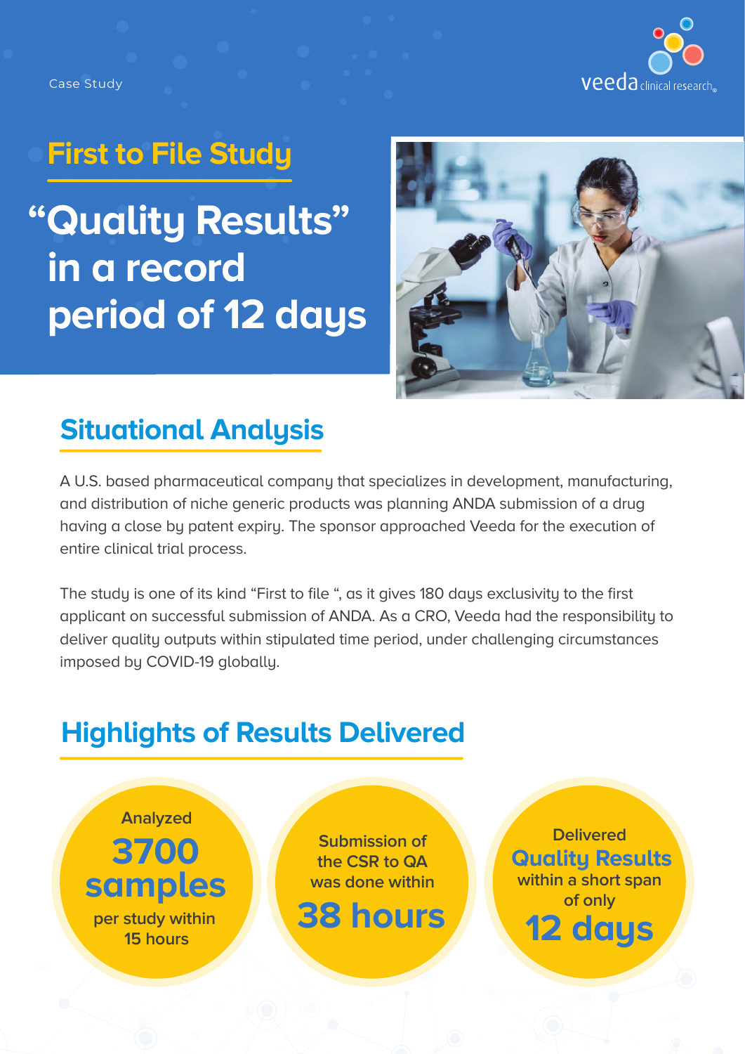Case Study

veeda clinical research

## First to File Study

# "Quality Results" in a record period of 12 days

## Situational Analysis

A U.S. based pharmaceutical company that specializes in development, manufacturing, and distribution of niche generic products was planning ANDA submission of a drug having a close by patent expiry. The sponsor approached Veeda for the execution of entire clinical trial process.

The study is one of its kind "First to file ", as it gives 180 days exclusivity to the first applicant on successful submission of ANDA. As a CRO, Veeda had the responsibility to deliver quality outputs within stipulated time period, under challenging circumstances imposed by COVID-19 globally.

## Highlights of Results Delivered

Analyzed **3700 samples** per study within 15 hours

Submission of the CSR to QA was done within **38 hours**

Delivered **Quality Results** within a short span of only **12 days**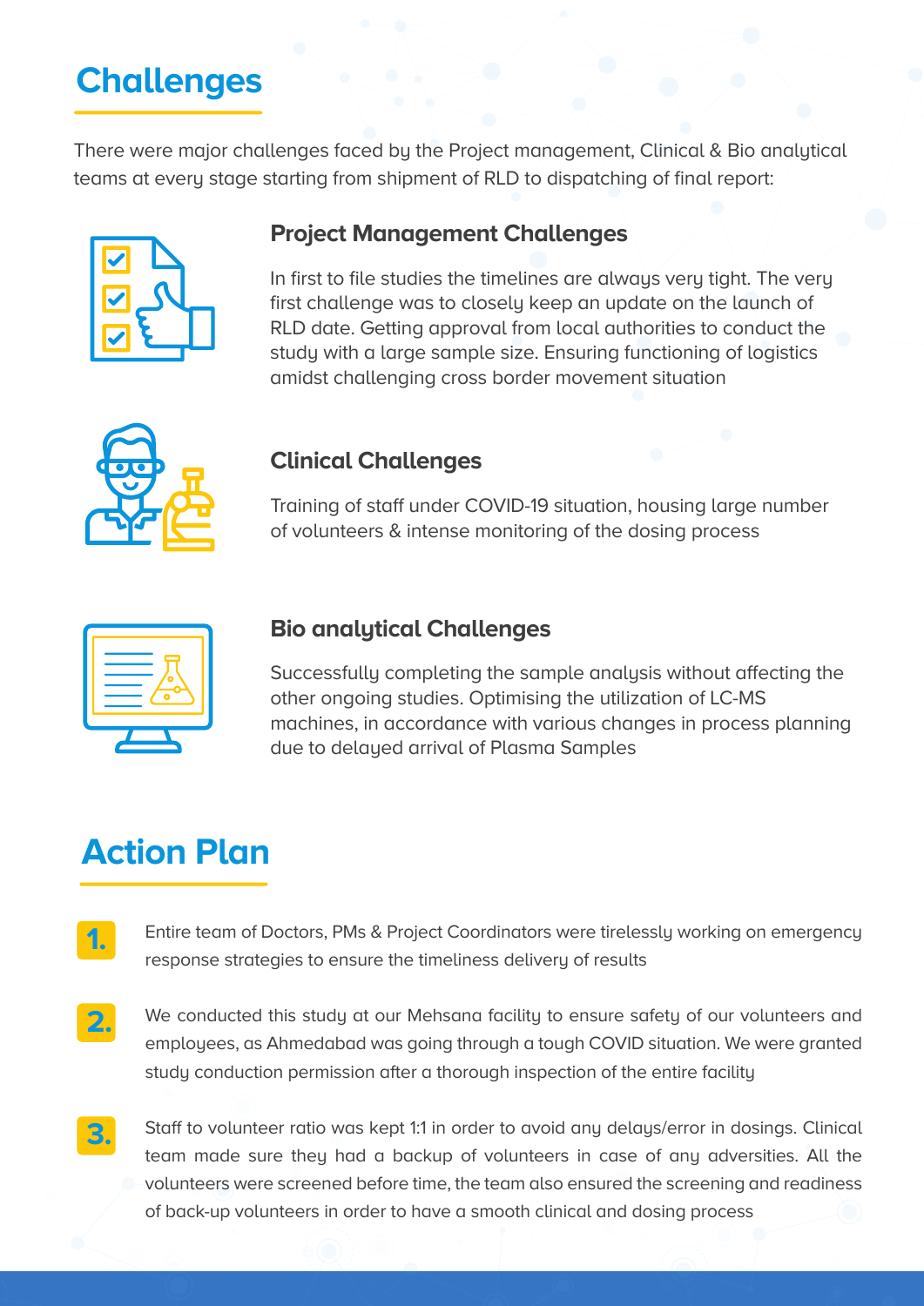## Challenges

There were major challenges faced by the Project management, Clinical & Bio analytical teams at every stage starting from shipment of RLD to dispatching of final report:

### Project Management Challenges

In first to file studies the timelines are always very tight. The very first challenge was to closely keep an update on the launch of RLD date. Getting approval from local authorities to conduct the study with a large sample size. Ensuring functioning of logistics amidst challenging cross border movement situation

### Clinical Challenges

Training of staff under COVID-19 situation, housing large number of volunteers & intense monitoring of the dosing process

### Bio analytical Challenges

Successfully completing the sample analysis without affecting the other ongoing studies. Optimising the utilization of LC-MS machines, in accordance with various changes in process planning due to delayed arrival of Plasma Samples

## Action Plan

1. Entire team of Doctors, PMs & Project Coordinators were tirelessly working on emergency response strategies to ensure the timeliness delivery of results

2. We conducted this study at our Mehsana facility to ensure safety of our volunteers and employees, as Ahmedabad was going through a tough COVID situation. We were granted study conduction permission after a thorough inspection of the entire facility

3. Staff to volunteer ratio was kept 1:1 in order to avoid any delays/error in dosings. Clinical team made sure they had a backup of volunteers in case of any adversities. All the volunteers were screened before time, the team also ensured the screening and readiness of back-up volunteers in order to have a smooth clinical and dosing process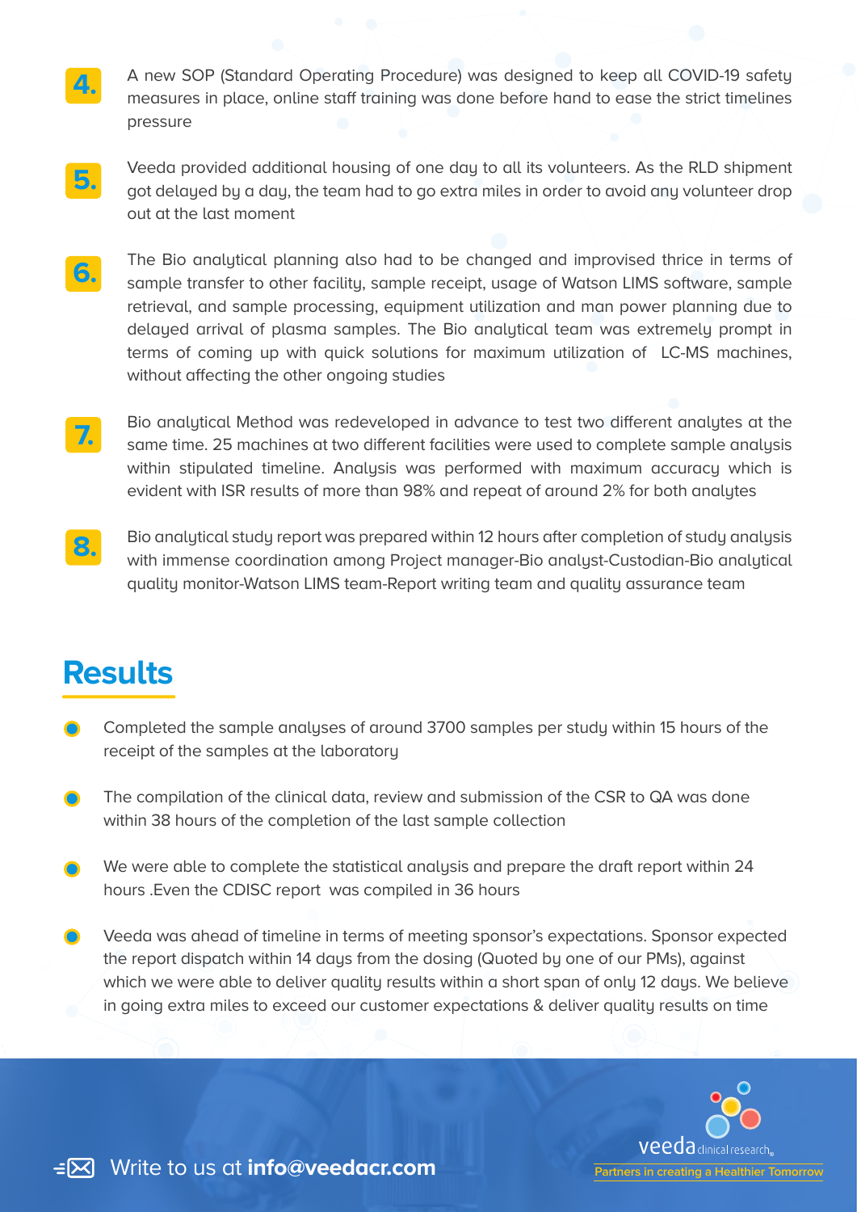4. A new SOP (Standard Operating Procedure) was designed to keep all COVID-19 safety measures in place, online staff training was done before hand to ease the strict timelines pressure

5. Veeda provided additional housing of one day to all its volunteers. As the RLD shipment got delayed by a day, the team had to go extra miles in order to avoid any volunteer drop out at the last moment

6. The Bio analytical planning also had to be changed and improvised thrice in terms of sample transfer to other facility, sample receipt, usage of Watson LIMS software, sample retrieval, and sample processing, equipment utilization and man power planning due to delayed arrival of plasma samples. The Bio analytical team was extremely prompt in terms of coming up with quick solutions for maximum utilization of LC-MS machines, without affecting the other ongoing studies

7. Bio analytical Method was redeveloped in advance to test two different analytes at the same time. 25 machines at two different facilities were used to complete sample analysis within stipulated timeline. Analysis was performed with maximum accuracy which is evident with ISR results of more than 98% and repeat of around 2% for both analytes

8. Bio analytical study report was prepared within 12 hours after completion of study analysis with immense coordination among Project manager-Bio analyst-Custodian-Bio analytical quality monitor-Watson LIMS team-Report writing team and quality assurance team

## Results

- Completed the sample analyses of around 3700 samples per study within 15 hours of the receipt of the samples at the laboratory
- The compilation of the clinical data, review and submission of the CSR to QA was done within 38 hours of the completion of the last sample collection
- We were able to complete the statistical analysis and prepare the draft report within 24 hours .Even the CDISC report was compiled in 36 hours
- Veeda was ahead of timeline in terms of meeting sponsor's expectations. Sponsor expected the report dispatch within 14 days from the dosing (Quoted by one of our PMs), against which we were able to deliver quality results within a short span of only 12 days. We believe in going extra miles to exceed our customer expectations & deliver quality results on time

Write to us at **info@veedacr.com**

veeda clinical research

Partners in creating a Healthier Tomorrow